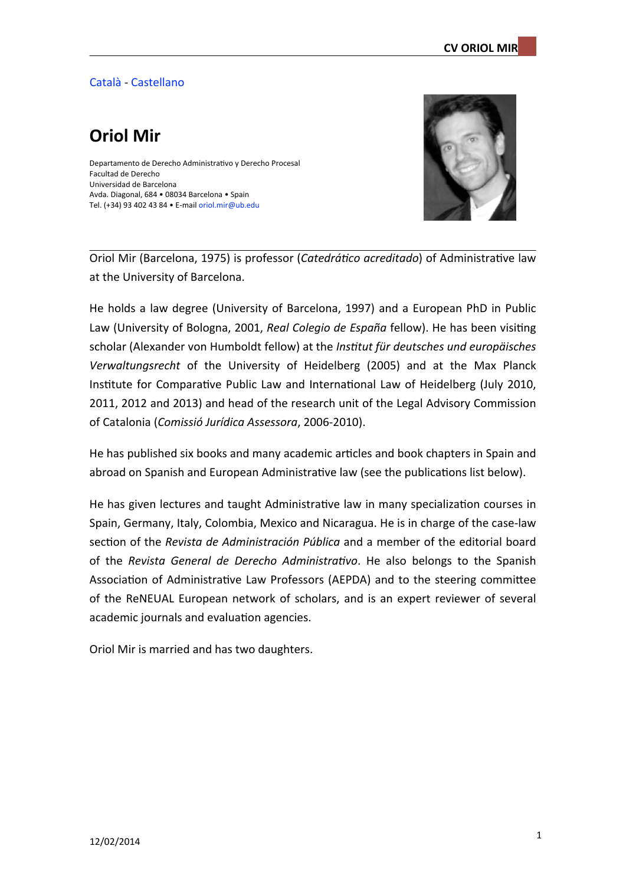Català - Castellano

# Oriol Mir

Departamento de Derecho Administrativo y Derecho Procesal
Facultad de Derecho
Universidad de Barcelona
Avda. Diagonal, 684 • 08034 Barcelona • Spain
Tel. (+34) 93 402 43 84 • E-mail oriol.mir@ub.edu

---

Oriol Mir (Barcelona, 1975) is professor (*Catedrático acreditado*) of Administrative law at the University of Barcelona.

He holds a law degree (University of Barcelona, 1997) and a European PhD in Public Law (University of Bologna, 2001, *Real Colegio de España* fellow). He has been visiting scholar (Alexander von Humboldt fellow) at the *Institut für deutsches und europäisches Verwaltungsrecht* of the University of Heidelberg (2005) and at the Max Planck Institute for Comparative Public Law and International Law of Heidelberg (July 2010, 2011, 2012 and 2013) and head of the research unit of the Legal Advisory Commission of Catalonia (*Comissió Jurídica Assessora*, 2006-2010).

He has published six books and many academic articles and book chapters in Spain and abroad on Spanish and European Administrative law (see the publications list below).

He has given lectures and taught Administrative law in many specialization courses in Spain, Germany, Italy, Colombia, Mexico and Nicaragua. He is in charge of the case-law section of the *Revista de Administración Pública* and a member of the editorial board of the *Revista General de Derecho Administrativo*. He also belongs to the Spanish Association of Administrative Law Professors (AEPDA) and to the steering committee of the ReNEUAL European network of scholars, and is an expert reviewer of several academic journals and evaluation agencies.

Oriol Mir is married and has two daughters.

12/02/2014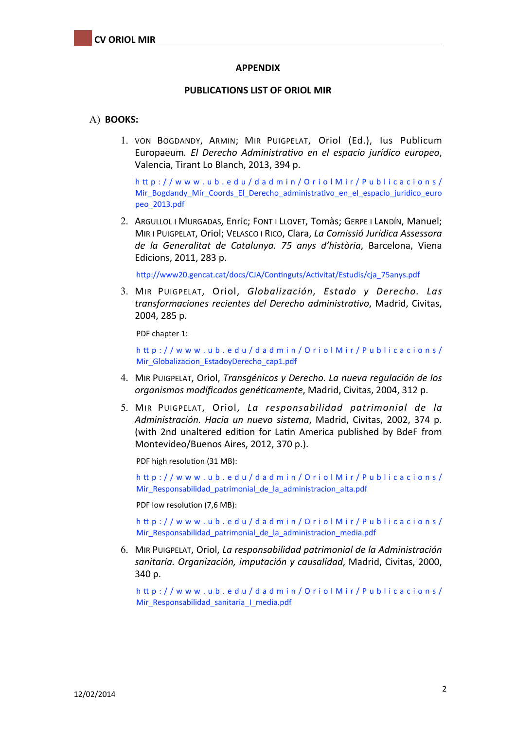## APPENDIX

## PUBLICATIONS LIST OF ORIOL MIR

### A) BOOKS:

1. VON BOGDANDY, ARMIN; MIR PUIGPELAT, Oriol (Ed.), Ius Publicum Europaeum. *El Derecho Administrativo en el espacio jurídico europeo*, Valencia, Tirant Lo Blanch, 2013, 394 p.

   http://www.ub.edu/dadmin/OriolMir/Publicacions/Mir_Bogdandy_Mir_Coords_El_Derecho_administrativo_en_el_espacio_juridico_europeo_2013.pdf

2. ARGULLOL I MURGADAS, Enric; FONT I LLOVET, Tomàs; GERPE I LANDÍN, Manuel; MIR I PUIGPELAT, Oriol; VELASCO I RICO, Clara, *La Comissió Jurídica Assessora de la Generalitat de Catalunya. 75 anys d'història*, Barcelona, Viena Edicions, 2011, 283 p.

   http://www20.gencat.cat/docs/CJA/Continguts/Activitat/Estudis/cja_75anys.pdf

3. MIR PUIGPELAT, Oriol, *Globalización, Estado y Derecho. Las transformaciones recientes del Derecho administrativo*, Madrid, Civitas, 2004, 285 p.

   PDF chapter 1:

   http://www.ub.edu/dadmin/OriolMir/Publicacions/Mir_Globalizacion_EstadoyDerecho_cap1.pdf

4. MIR PUIGPELAT, Oriol, *Transgénicos y Derecho. La nueva regulación de los organismos modificados genéticamente*, Madrid, Civitas, 2004, 312 p.

5. MIR PUIGPELAT, Oriol, *La responsabilidad patrimonial de la Administración. Hacia un nuevo sistema*, Madrid, Civitas, 2002, 374 p. (with 2nd unaltered edition for Latin America published by BdeF from Montevideo/Buenos Aires, 2012, 370 p.).

   PDF high resolution (31 MB):

   http://www.ub.edu/dadmin/OriolMir/Publicacions/Mir_Responsabilidad_patrimonial_de_la_administracion_alta.pdf

   PDF low resolution (7,6 MB):

   http://www.ub.edu/dadmin/OriolMir/Publicacions/Mir_Responsabilidad_patrimonial_de_la_administracion_media.pdf

6. MIR PUIGPELAT, Oriol, *La responsabilidad patrimonial de la Administración sanitaria. Organización, imputación y causalidad*, Madrid, Civitas, 2000, 340 p.

   http://www.ub.edu/dadmin/OriolMir/Publicacions/Mir_Responsabilidad_sanitaria_I_media.pdf

12/02/2014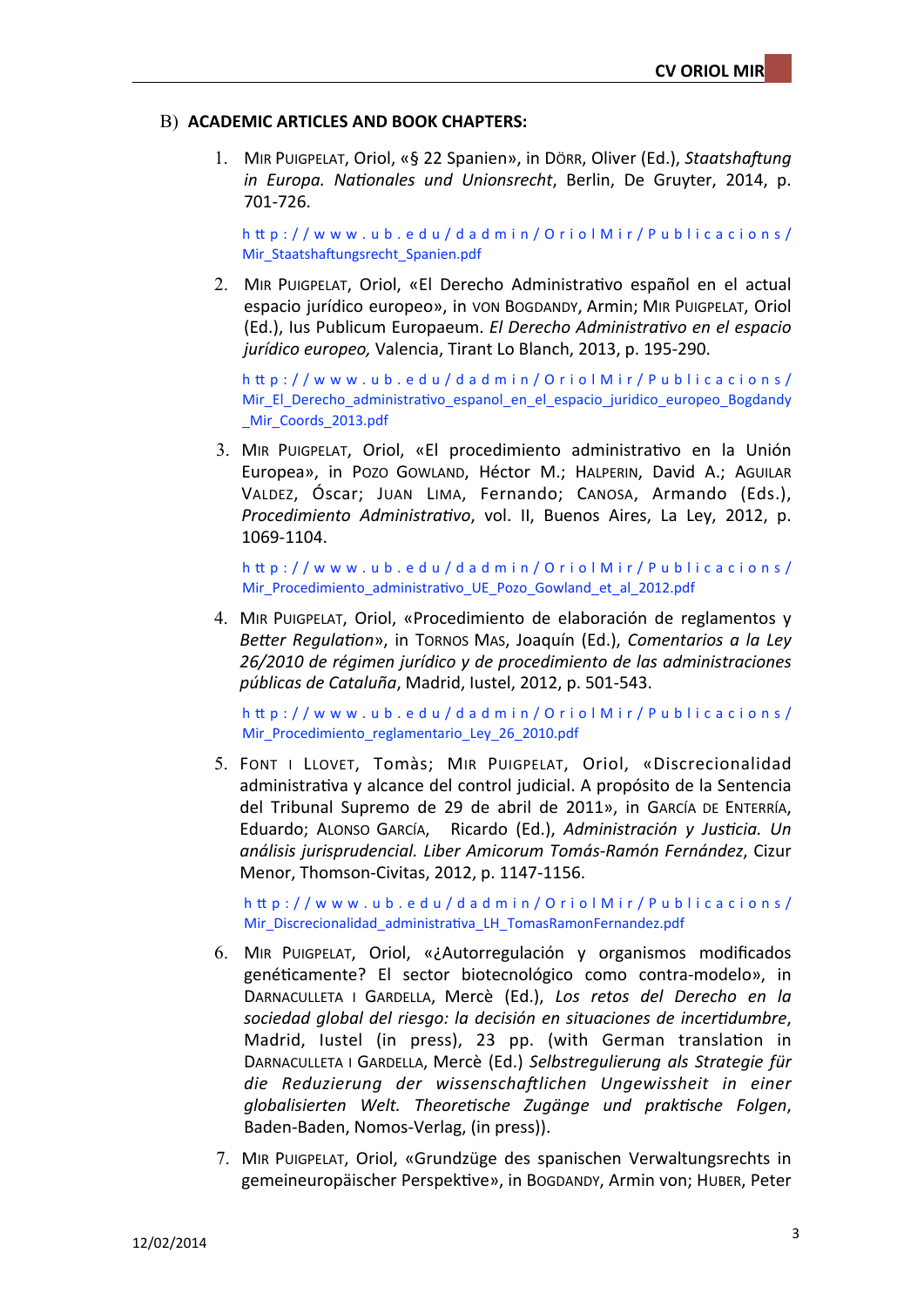## B) ACADEMIC ARTICLES AND BOOK CHAPTERS:

1. MIR PUIGPELAT, Oriol, «§ 22 Spanien», in DÖRR, Oliver (Ed.), *Staatshaftung in Europa. Nationales und Unionsrecht*, Berlin, De Gruyter, 2014, p. 701-726.

   http://www.ub.edu/dadmin/OriolMir/Publicacions/Mir_Staatshaftungsrecht_Spanien.pdf

2. MIR PUIGPELAT, Oriol, «El Derecho Administrativo español en el actual espacio jurídico europeo», in VON BOGDANDY, Armin; MIR PUIGPELAT, Oriol (Ed.), Ius Publicum Europaeum. *El Derecho Administrativo en el espacio jurídico europeo,* Valencia, Tirant Lo Blanch, 2013, p. 195-290.

   http://www.ub.edu/dadmin/OriolMir/Publicacions/Mir_El_Derecho_administrativo_espanol_en_el_espacio_juridico_europeo_Bogdandy_Mir_Coords_2013.pdf

3. MIR PUIGPELAT, Oriol, «El procedimiento administrativo en la Unión Europea», in POZO GOWLAND, Héctor M.; HALPERIN, David A.; AGUILAR VALDEZ, Óscar; JUAN LIMA, Fernando; CANOSA, Armando (Eds.), *Procedimiento Administrativo*, vol. II, Buenos Aires, La Ley, 2012, p. 1069-1104.

   http://www.ub.edu/dadmin/OriolMir/Publicacions/Mir_Procedimiento_administrativo_UE_Pozo_Gowland_et_al_2012.pdf

4. MIR PUIGPELAT, Oriol, «Procedimiento de elaboración de reglamentos y *Better Regulation*», in TORNOS MAS, Joaquín (Ed.), *Comentarios a la Ley 26/2010 de régimen jurídico y de procedimiento de las administraciones públicas de Cataluña*, Madrid, Iustel, 2012, p. 501-543.

   http://www.ub.edu/dadmin/OriolMir/Publicacions/Mir_Procedimiento_reglamentario_Ley_26_2010.pdf

5. FONT I LLOVET, Tomàs; MIR PUIGPELAT, Oriol, «Discrecionalidad administrativa y alcance del control judicial. A propósito de la Sentencia del Tribunal Supremo de 29 de abril de 2011», in GARCÍA DE ENTERRÍA, Eduardo; ALONSO GARCÍA, Ricardo (Ed.), *Administración y Justicia. Un análisis jurisprudencial. Liber Amicorum Tomás-Ramón Fernández*, Cizur Menor, Thomson-Civitas, 2012, p. 1147-1156.

   http://www.ub.edu/dadmin/OriolMir/Publicacions/Mir_Discrecionalidad_administrativa_LH_TomasRamonFernandez.pdf

6. MIR PUIGPELAT, Oriol, «¿Autorregulación y organismos modificados genéticamente? El sector biotecnológico como contra-modelo», in DARNACULLETA I GARDELLA, Mercè (Ed.), *Los retos del Derecho en la sociedad global del riesgo: la decisión en situaciones de incertidumbre*, Madrid, Iustel (in press), 23 pp. (with German translation in DARNACULLETA I GARDELLA, Mercè (Ed.) *Selbstregulierung als Strategie für die Reduzierung der wissenschaftlichen Ungewissheit in einer globalisierten Welt. Theoretische Zugänge und praktische Folgen*, Baden-Baden, Nomos-Verlag, (in press)).

7. MIR PUIGPELAT, Oriol, «Grundzüge des spanischen Verwaltungsrechts in gemeineuropäischer Perspektive», in BOGDANDY, Armin von; HUBER, Peter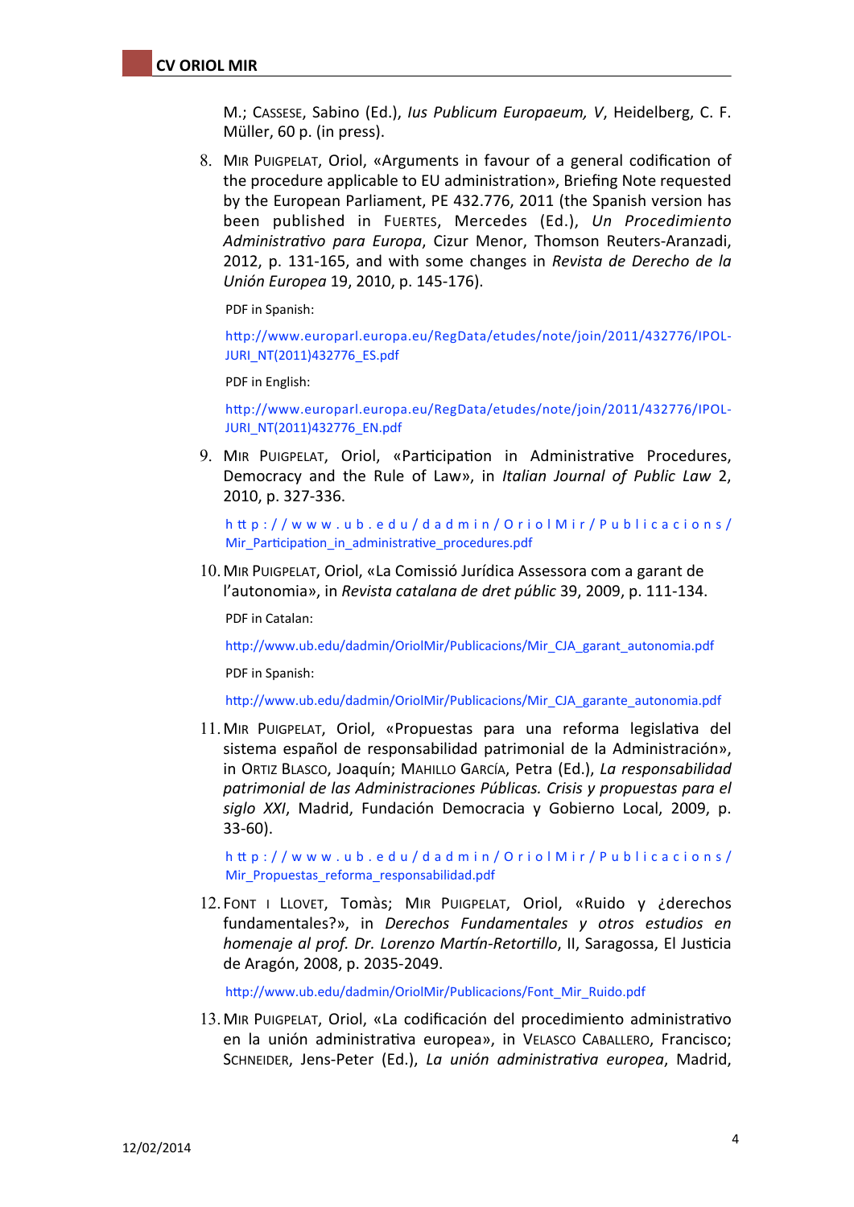M.; Cassese, Sabino (Ed.), *Ius Publicum Europaeum, V*, Heidelberg, C. F. Müller, 60 p. (in press).

8. Mir Puigpelat, Oriol, «Arguments in favour of a general codification of the procedure applicable to EU administration», Briefing Note requested by the European Parliament, PE 432.776, 2011 (the Spanish version has been published in Fuertes, Mercedes (Ed.), *Un Procedimiento Administrativo para Europa*, Cizur Menor, Thomson Reuters-Aranzadi, 2012, p. 131-165, and with some changes in *Revista de Derecho de la Unión Europea* 19, 2010, p. 145-176).

   PDF in Spanish:

   http://www.europarl.europa.eu/RegData/etudes/note/join/2011/432776/IPOL-JURI_NT(2011)432776_ES.pdf

   PDF in English:

   http://www.europarl.europa.eu/RegData/etudes/note/join/2011/432776/IPOL-JURI_NT(2011)432776_EN.pdf

9. Mir Puigpelat, Oriol, «Participation in Administrative Procedures, Democracy and the Rule of Law», in *Italian Journal of Public Law* 2, 2010, p. 327-336.

   http://www.ub.edu/dadmin/OriolMir/Publicacions/Mir_Participation_in_administrative_procedures.pdf

10. Mir Puigpelat, Oriol, «La Comissió Jurídica Assessora com a garant de l'autonomia», in *Revista catalana de dret públic* 39, 2009, p. 111-134.

    PDF in Catalan:

    http://www.ub.edu/dadmin/OriolMir/Publicacions/Mir_CJA_garant_autonomia.pdf

    PDF in Spanish:

    http://www.ub.edu/dadmin/OriolMir/Publicacions/Mir_CJA_garante_autonomia.pdf

11. Mir Puigpelat, Oriol, «Propuestas para una reforma legislativa del sistema español de responsabilidad patrimonial de la Administración», in Ortiz Blasco, Joaquín; Mahillo García, Petra (Ed.), *La responsabilidad patrimonial de las Administraciones Públicas. Crisis y propuestas para el siglo XXI*, Madrid, Fundación Democracia y Gobierno Local, 2009, p. 33-60).

    http://www.ub.edu/dadmin/OriolMir/Publicacions/Mir_Propuestas_reforma_responsabilidad.pdf

12. Font i Llovet, Tomàs; Mir Puigpelat, Oriol, «Ruido y ¿derechos fundamentales?», in *Derechos Fundamentales y otros estudios en homenaje al prof. Dr. Lorenzo Martín-Retortillo*, II, Saragossa, El Justicia de Aragón, 2008, p. 2035-2049.

    http://www.ub.edu/dadmin/OriolMir/Publicacions/Font_Mir_Ruido.pdf

13. Mir Puigpelat, Oriol, «La codificación del procedimiento administrativo en la unión administrativa europea», in Velasco Caballero, Francisco; Schneider, Jens-Peter (Ed.), *La unión administrativa europea*, Madrid,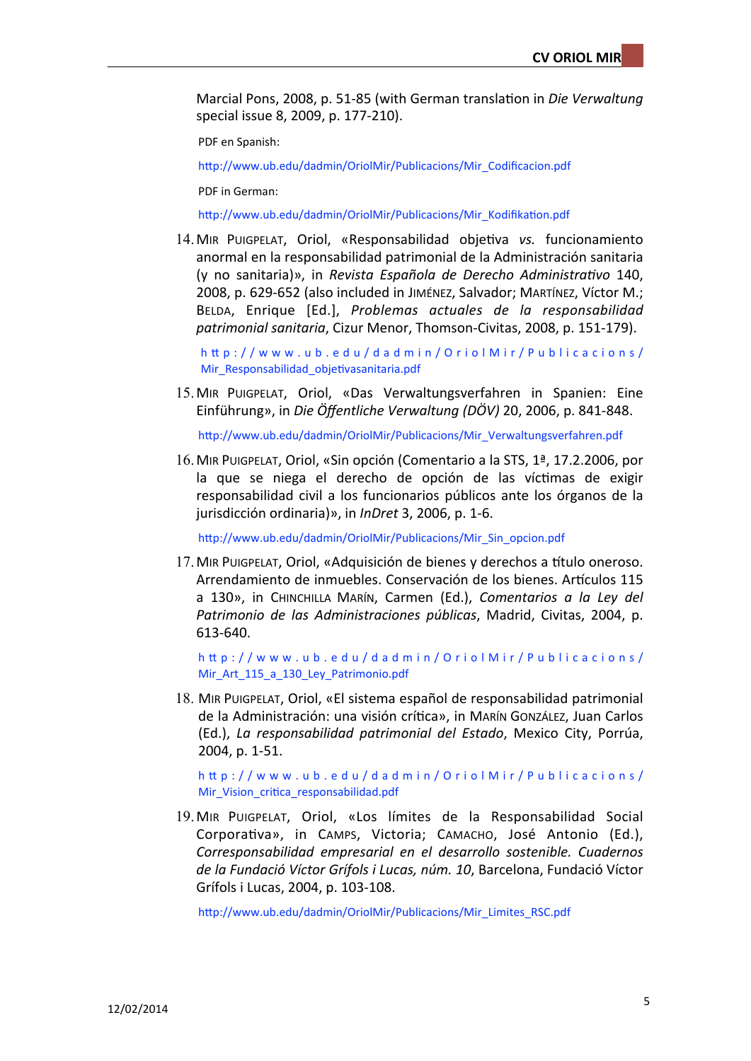Marcial Pons, 2008, p. 51-85 (with German translation in *Die Verwaltung* special issue 8, 2009, p. 177-210).

PDF en Spanish:

http://www.ub.edu/dadmin/OriolMir/Publicacions/Mir_Codificacion.pdf

PDF in German:

http://www.ub.edu/dadmin/OriolMir/Publicacions/Mir_Kodifikation.pdf

14. MIR PUIGPELAT, Oriol, «Responsabilidad objetiva *vs.* funcionamiento anormal en la responsabilidad patrimonial de la Administración sanitaria (y no sanitaria)», in *Revista Española de Derecho Administrativo* 140, 2008, p. 629-652 (also included in JIMÉNEZ, Salvador; MARTÍNEZ, Víctor M.; BELDA, Enrique [Ed.], *Problemas actuales de la responsabilidad patrimonial sanitaria*, Cizur Menor, Thomson-Civitas, 2008, p. 151-179).

   http://www.ub.edu/dadmin/OriolMir/Publicacions/Mir_Responsabilidad_objetivasanitaria.pdf

15. MIR PUIGPELAT, Oriol, «Das Verwaltungsverfahren in Spanien: Eine Einführung», in *Die Öffentliche Verwaltung (DÖV)* 20, 2006, p. 841-848.

   http://www.ub.edu/dadmin/OriolMir/Publicacions/Mir_Verwaltungsverfahren.pdf

16. MIR PUIGPELAT, Oriol, «Sin opción (Comentario a la STS, 1ª, 17.2.2006, por la que se niega el derecho de opción de las víctimas de exigir responsabilidad civil a los funcionarios públicos ante los órganos de la jurisdicción ordinaria)», in *InDret* 3, 2006, p. 1-6.

   http://www.ub.edu/dadmin/OriolMir/Publicacions/Mir_Sin_opcion.pdf

17. MIR PUIGPELAT, Oriol, «Adquisición de bienes y derechos a título oneroso. Arrendamiento de inmuebles. Conservación de los bienes. Artículos 115 a 130», in CHINCHILLA MARÍN, Carmen (Ed.), *Comentarios a la Ley del Patrimonio de las Administraciones públicas*, Madrid, Civitas, 2004, p. 613-640.

   http://www.ub.edu/dadmin/OriolMir/Publicacions/Mir_Art_115_a_130_Ley_Patrimonio.pdf

18. MIR PUIGPELAT, Oriol, «El sistema español de responsabilidad patrimonial de la Administración: una visión crítica», in MARÍN GONZÁLEZ, Juan Carlos (Ed.), *La responsabilidad patrimonial del Estado*, Mexico City, Porrúa, 2004, p. 1-51.

   http://www.ub.edu/dadmin/OriolMir/Publicacions/Mir_Vision_critica_responsabilidad.pdf

19. MIR PUIGPELAT, Oriol, «Los límites de la Responsabilidad Social Corporativa», in CAMPS, Victoria; CAMACHO, José Antonio (Ed.), *Corresponsabilidad empresarial en el desarrollo sostenible. Cuadernos de la Fundació Víctor Grífols i Lucas, núm. 10*, Barcelona, Fundació Víctor Grífols i Lucas, 2004, p. 103-108.

   http://www.ub.edu/dadmin/OriolMir/Publicacions/Mir_Limites_RSC.pdf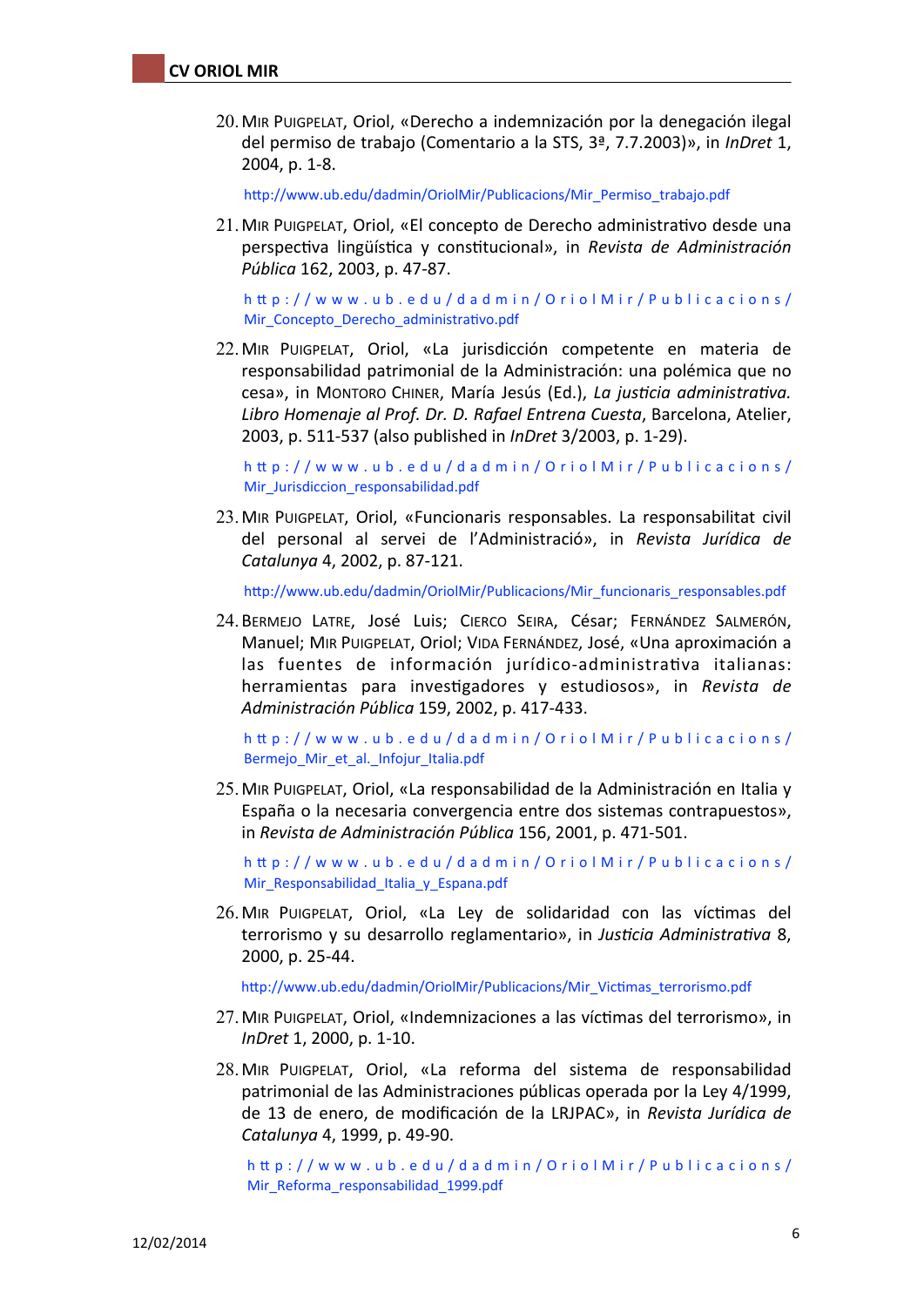20. MIR PUIGPELAT, Oriol, «Derecho a indemnización por la denegación ilegal del permiso de trabajo (Comentario a la STS, 3ª, 7.7.2003)», in *InDret* 1, 2004, p. 1-8.

    http://www.ub.edu/dadmin/OriolMir/Publicacions/Mir_Permiso_trabajo.pdf

21. MIR PUIGPELAT, Oriol, «El concepto de Derecho administrativo desde una perspectiva lingüística y constitucional», in *Revista de Administración Pública* 162, 2003, p. 47-87.

    http://www.ub.edu/dadmin/OriolMir/Publicacions/Mir_Concepto_Derecho_administrativo.pdf

22. MIR PUIGPELAT, Oriol, «La jurisdicción competente en materia de responsabilidad patrimonial de la Administración: una polémica que no cesa», in MONTORO CHINER, María Jesús (Ed.), *La justicia administrativa. Libro Homenaje al Prof. Dr. D. Rafael Entrena Cuesta*, Barcelona, Atelier, 2003, p. 511-537 (also published in *InDret* 3/2003, p. 1-29).

    http://www.ub.edu/dadmin/OriolMir/Publicacions/Mir_Jurisdiccion_responsabilidad.pdf

23. MIR PUIGPELAT, Oriol, «Funcionaris responsables. La responsabilitat civil del personal al servei de l'Administració», in *Revista Jurídica de Catalunya* 4, 2002, p. 87-121.

    http://www.ub.edu/dadmin/OriolMir/Publicacions/Mir_funcionaris_responsables.pdf

24. BERMEJO LATRE, José Luis; CIERCO SEIRA, César; FERNÁNDEZ SALMERÓN, Manuel; MIR PUIGPELAT, Oriol; VIDA FERNÁNDEZ, José, «Una aproximación a las fuentes de información jurídico-administrativa italianas: herramientas para investigadores y estudiosos», in *Revista de Administración Pública* 159, 2002, p. 417-433.

    http://www.ub.edu/dadmin/OriolMir/Publicacions/Bermejo_Mir_et_al._Infojur_Italia.pdf

25. MIR PUIGPELAT, Oriol, «La responsabilidad de la Administración en Italia y España o la necesaria convergencia entre dos sistemas contrapuestos», in *Revista de Administración Pública* 156, 2001, p. 471-501.

    http://www.ub.edu/dadmin/OriolMir/Publicacions/Mir_Responsabilidad_Italia_y_Espana.pdf

26. MIR PUIGPELAT, Oriol, «La Ley de solidaridad con las víctimas del terrorismo y su desarrollo reglamentario», in *Justicia Administrativa* 8, 2000, p. 25-44.

    http://www.ub.edu/dadmin/OriolMir/Publicacions/Mir_Victimas_terrorismo.pdf

27. MIR PUIGPELAT, Oriol, «Indemnizaciones a las víctimas del terrorismo», in *InDret* 1, 2000, p. 1-10.

28. MIR PUIGPELAT, Oriol, «La reforma del sistema de responsabilidad patrimonial de las Administraciones públicas operada por la Ley 4/1999, de 13 de enero, de modificación de la LRJPAC», in *Revista Jurídica de Catalunya* 4, 1999, p. 49-90.

    http://www.ub.edu/dadmin/OriolMir/Publicacions/Mir_Reforma_responsabilidad_1999.pdf

12/02/2014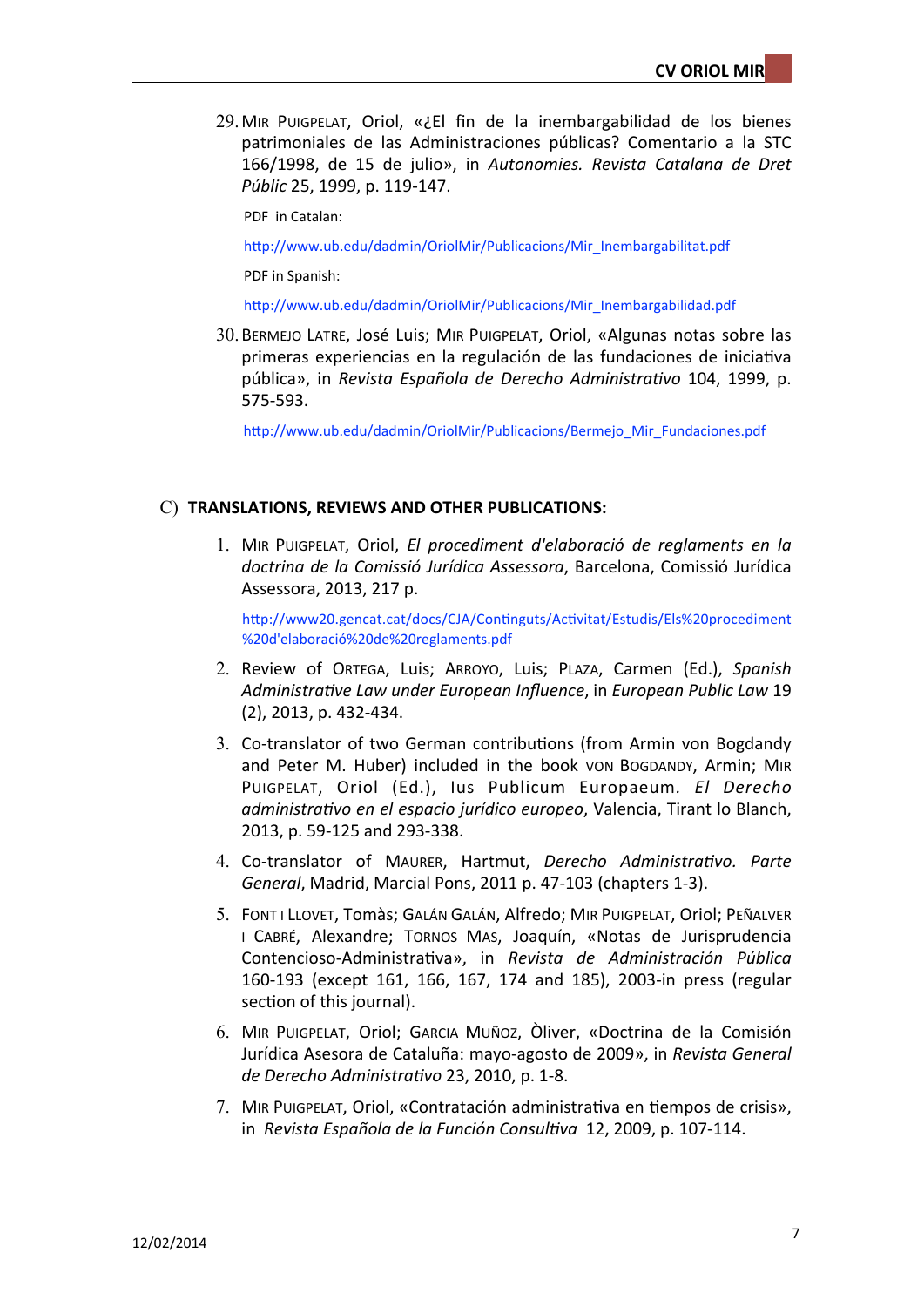29. Mir Puigpelat, Oriol, «¿El fin de la inembargabilidad de los bienes patrimoniales de las Administraciones públicas? Comentario a la STC 166/1998, de 15 de julio», in *Autonomies. Revista Catalana de Dret Públic* 25, 1999, p. 119-147.

    PDF in Catalan:

    http://www.ub.edu/dadmin/OriolMir/Publicacions/Mir_Inembargabilitat.pdf

    PDF in Spanish:

    http://www.ub.edu/dadmin/OriolMir/Publicacions/Mir_Inembargabilidad.pdf

30. Bermejo Latre, José Luis; Mir Puigpelat, Oriol, «Algunas notas sobre las primeras experiencias en la regulación de las fundaciones de iniciativa pública», in *Revista Española de Derecho Administrativo* 104, 1999, p. 575-593.

    http://www.ub.edu/dadmin/OriolMir/Publicacions/Bermejo_Mir_Fundaciones.pdf

## C) TRANSLATIONS, REVIEWS AND OTHER PUBLICATIONS:

1. Mir Puigpelat, Oriol, *El procediment d'elaboració de reglaments en la doctrina de la Comissió Jurídica Assessora*, Barcelona, Comissió Jurídica Assessora, 2013, 217 p.

   http://www20.gencat.cat/docs/CJA/Continguts/Activitat/Estudis/Els%20procediment%20d'elaboració%20de%20reglaments.pdf

2. Review of Ortega, Luis; Arroyo, Luis; Plaza, Carmen (Ed.), *Spanish Administrative Law under European Influence*, in *European Public Law* 19 (2), 2013, p. 432-434.

3. Co-translator of two German contributions (from Armin von Bogdandy and Peter M. Huber) included in the book von Bogdandy, Armin; Mir Puigpelat, Oriol (Ed.), Ius Publicum Europaeum. *El Derecho administrativo en el espacio jurídico europeo*, Valencia, Tirant lo Blanch, 2013, p. 59-125 and 293-338.

4. Co-translator of Maurer, Hartmut, *Derecho Administrativo. Parte General*, Madrid, Marcial Pons, 2011 p. 47-103 (chapters 1-3).

5. Font i Llovet, Tomàs; Galán Galán, Alfredo; Mir Puigpelat, Oriol; Peñalver i Cabré, Alexandre; Tornos Mas, Joaquín, «Notas de Jurisprudencia Contencioso-Administrativa», in *Revista de Administración Pública* 160-193 (except 161, 166, 167, 174 and 185), 2003-in press (regular section of this journal).

6. Mir Puigpelat, Oriol; Garcia Muñoz, Òliver, «Doctrina de la Comisión Jurídica Asesora de Cataluña: mayo-agosto de 2009», in *Revista General de Derecho Administrativo* 23, 2010, p. 1-8.

7. Mir Puigpelat, Oriol, «Contratación administrativa en tiempos de crisis», in *Revista Española de la Función Consultiva* 12, 2009, p. 107-114.

12/02/2014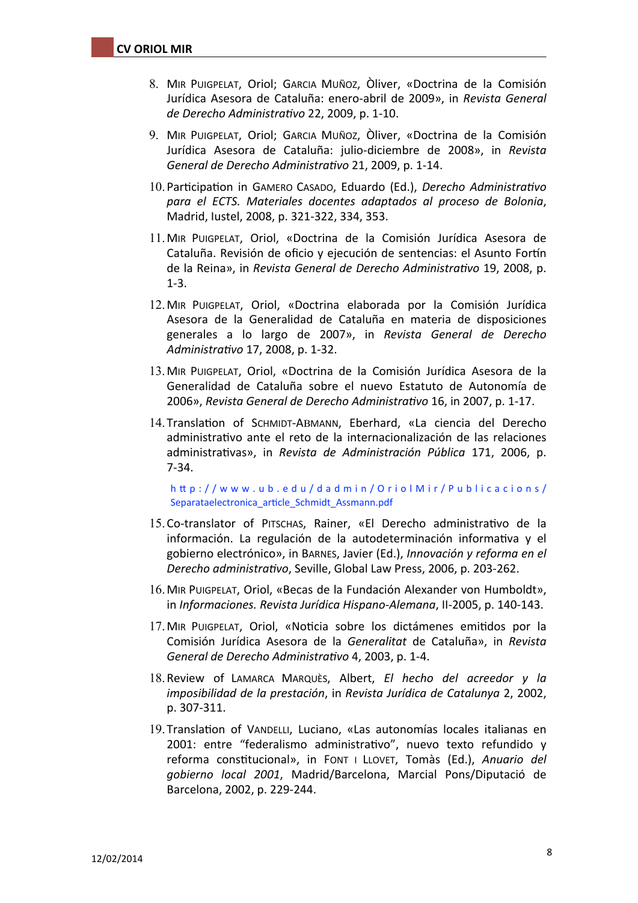8. Mir Puigpelat, Oriol; Garcia Muñoz, Òliver, «Doctrina de la Comisión Jurídica Asesora de Cataluña: enero-abril de 2009», in *Revista General de Derecho Administrativo* 22, 2009, p. 1-10.

9. Mir Puigpelat, Oriol; Garcia Muñoz, Òliver, «Doctrina de la Comisión Jurídica Asesora de Cataluña: julio-diciembre de 2008», in *Revista General de Derecho Administrativo* 21, 2009, p. 1-14.

10. Participation in Gamero Casado, Eduardo (Ed.), *Derecho Administrativo para el ECTS. Materiales docentes adaptados al proceso de Bolonia*, Madrid, Iustel, 2008, p. 321-322, 334, 353.

11. Mir Puigpelat, Oriol, «Doctrina de la Comisión Jurídica Asesora de Cataluña. Revisión de oficio y ejecución de sentencias: el Asunto Fortín de la Reina», in *Revista General de Derecho Administrativo* 19, 2008, p. 1-3.

12. Mir Puigpelat, Oriol, «Doctrina elaborada por la Comisión Jurídica Asesora de la Generalidad de Cataluña en materia de disposiciones generales a lo largo de 2007», in *Revista General de Derecho Administrativo* 17, 2008, p. 1-32.

13. Mir Puigpelat, Oriol, «Doctrina de la Comisión Jurídica Asesora de la Generalidad de Cataluña sobre el nuevo Estatuto de Autonomía de 2006», *Revista General de Derecho Administrativo* 16, in 2007, p. 1-17.

14. Translation of Schmidt-Aßmann, Eberhard, «La ciencia del Derecho administrativo ante el reto de la internacionalización de las relaciones administrativas», in *Revista de Administración Pública* 171, 2006, p. 7-34.

    http://www.ub.edu/dadmin/OriolMir/Publicacions/Separataelectronica_article_Schmidt_Assmann.pdf

15. Co-translator of Pitschas, Rainer, «El Derecho administrativo de la información. La regulación de la autodeterminación informativa y el gobierno electrónico», in Barnes, Javier (Ed.), *Innovación y reforma en el Derecho administrativo*, Seville, Global Law Press, 2006, p. 203-262.

16. Mir Puigpelat, Oriol, «Becas de la Fundación Alexander von Humboldt», in *Informaciones. Revista Jurídica Hispano-Alemana*, II-2005, p. 140-143.

17. Mir Puigpelat, Oriol, «Noticia sobre los dictámenes emitidos por la Comisión Jurídica Asesora de la *Generalitat* de Cataluña», in *Revista General de Derecho Administrativo* 4, 2003, p. 1-4.

18. Review of Lamarca Marquès, Albert, *El hecho del acreedor y la imposibilidad de la prestación*, in *Revista Jurídica de Catalunya* 2, 2002, p. 307-311.

19. Translation of Vandelli, Luciano, «Las autonomías locales italianas en 2001: entre "federalismo administrativo", nuevo texto refundido y reforma constitucional», in Font i Llovet, Tomàs (Ed.), *Anuario del gobierno local 2001*, Madrid/Barcelona, Marcial Pons/Diputació de Barcelona, 2002, p. 229-244.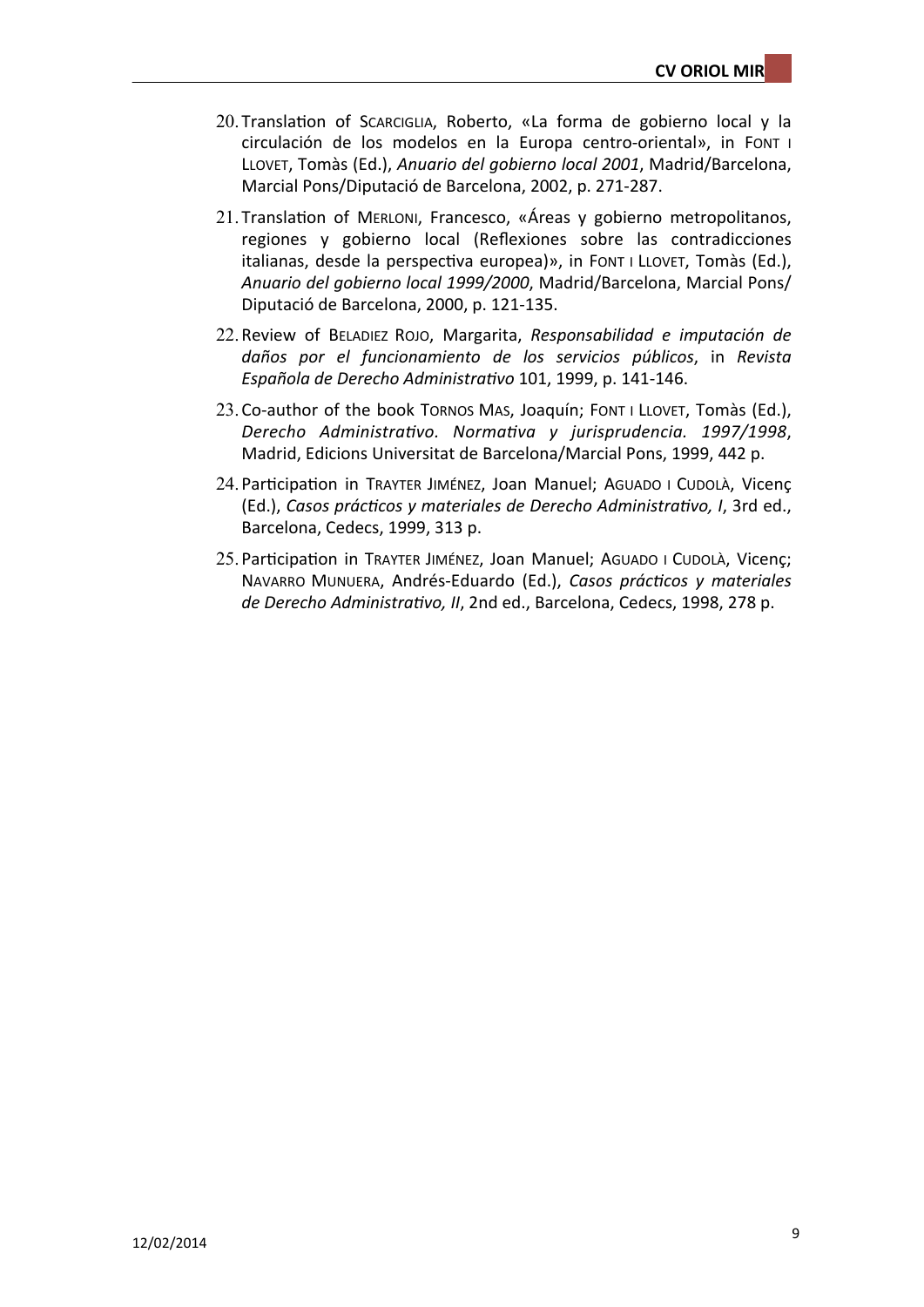20. Translation of SCARCIGLIA, Roberto, «La forma de gobierno local y la circulación de los modelos en la Europa centro-oriental», in FONT I LLOVET, Tomàs (Ed.), *Anuario del gobierno local 2001*, Madrid/Barcelona, Marcial Pons/Diputació de Barcelona, 2002, p. 271-287.

21. Translation of MERLONI, Francesco, «Áreas y gobierno metropolitanos, regiones y gobierno local (Reflexiones sobre las contradicciones italianas, desde la perspectiva europea)», in FONT I LLOVET, Tomàs (Ed.), *Anuario del gobierno local 1999/2000*, Madrid/Barcelona, Marcial Pons/ Diputació de Barcelona, 2000, p. 121-135.

22. Review of BELADIEZ ROJO, Margarita, *Responsabilidad e imputación de daños por el funcionamiento de los servicios públicos*, in *Revista Española de Derecho Administrativo* 101, 1999, p. 141-146.

23. Co-author of the book TORNOS MAS, Joaquín; FONT I LLOVET, Tomàs (Ed.), *Derecho Administrativo. Normativa y jurisprudencia. 1997/1998*, Madrid, Edicions Universitat de Barcelona/Marcial Pons, 1999, 442 p.

24. Participation in TRAYTER JIMÉNEZ, Joan Manuel; AGUADO I CUDOLÀ, Vicenç (Ed.), *Casos prácticos y materiales de Derecho Administrativo, I*, 3rd ed., Barcelona, Cedecs, 1999, 313 p.

25. Participation in TRAYTER JIMÉNEZ, Joan Manuel; AGUADO I CUDOLÀ, Vicenç; NAVARRO MUNUERA, Andrés-Eduardo (Ed.), *Casos prácticos y materiales de Derecho Administrativo, II*, 2nd ed., Barcelona, Cedecs, 1998, 278 p.